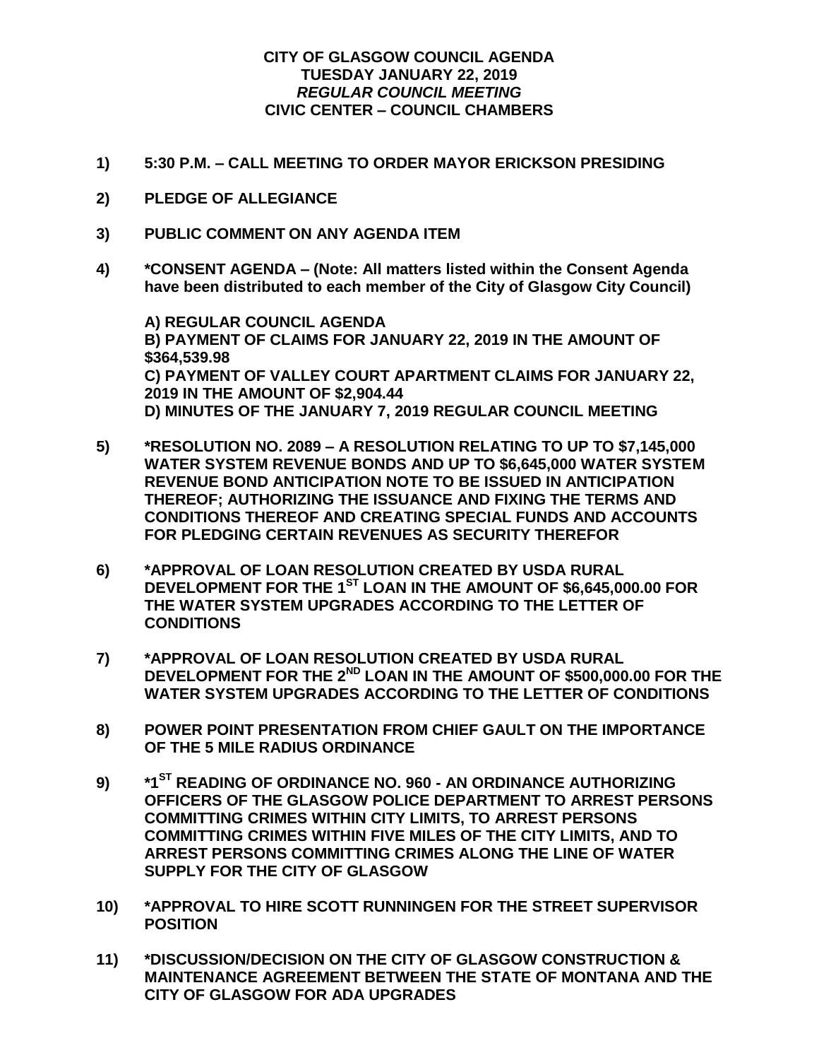**CITY OF GLASGOW COUNCIL AGENDA**
**TUESDAY JANUARY 22, 2019**
***REGULAR COUNCIL MEETING***
**CIVIC CENTER – COUNCIL CHAMBERS**

**1) 5:30 P.M. – CALL MEETING TO ORDER MAYOR ERICKSON PRESIDING**

**2) PLEDGE OF ALLEGIANCE**

**3) PUBLIC COMMENT ON ANY AGENDA ITEM**

**4) *CONSENT AGENDA – (Note: All matters listed within the Consent Agenda have been distributed to each member of the City of Glasgow City Council)**

**A) REGULAR COUNCIL AGENDA**
**B) PAYMENT OF CLAIMS FOR JANUARY 22, 2019 IN THE AMOUNT OF $364,539.98**
**C) PAYMENT OF VALLEY COURT APARTMENT CLAIMS FOR JANUARY 22, 2019 IN THE AMOUNT OF $2,904.44**
**D) MINUTES OF THE JANUARY 7, 2019 REGULAR COUNCIL MEETING**

**5) *RESOLUTION NO. 2089 – A RESOLUTION RELATING TO UP TO $7,145,000 WATER SYSTEM REVENUE BONDS AND UP TO $6,645,000 WATER SYSTEM REVENUE BOND ANTICIPATION NOTE TO BE ISSUED IN ANTICIPATION THEREOF; AUTHORIZING THE ISSUANCE AND FIXING THE TERMS AND CONDITIONS THEREOF AND CREATING SPECIAL FUNDS AND ACCOUNTS FOR PLEDGING CERTAIN REVENUES AS SECURITY THEREFOR**

**6) *APPROVAL OF LOAN RESOLUTION CREATED BY USDA RURAL DEVELOPMENT FOR THE 1ST LOAN IN THE AMOUNT OF $6,645,000.00 FOR THE WATER SYSTEM UPGRADES ACCORDING TO THE LETTER OF CONDITIONS**

**7) *APPROVAL OF LOAN RESOLUTION CREATED BY USDA RURAL DEVELOPMENT FOR THE 2ND LOAN IN THE AMOUNT OF $500,000.00 FOR THE WATER SYSTEM UPGRADES ACCORDING TO THE LETTER OF CONDITIONS**

**8) POWER POINT PRESENTATION FROM CHIEF GAULT ON THE IMPORTANCE OF THE 5 MILE RADIUS ORDINANCE**

**9) *1ST READING OF ORDINANCE NO. 960 - AN ORDINANCE AUTHORIZING OFFICERS OF THE GLASGOW POLICE DEPARTMENT TO ARREST PERSONS COMMITTING CRIMES WITHIN CITY LIMITS, TO ARREST PERSONS COMMITTING CRIMES WITHIN FIVE MILES OF THE CITY LIMITS, AND TO ARREST PERSONS COMMITTING CRIMES ALONG THE LINE OF WATER SUPPLY FOR THE CITY OF GLASGOW**

**10) *APPROVAL TO HIRE SCOTT RUNNINGEN FOR THE STREET SUPERVISOR POSITION**

**11) *DISCUSSION/DECISION ON THE CITY OF GLASGOW CONSTRUCTION & MAINTENANCE AGREEMENT BETWEEN THE STATE OF MONTANA AND THE CITY OF GLASGOW FOR ADA UPGRADES**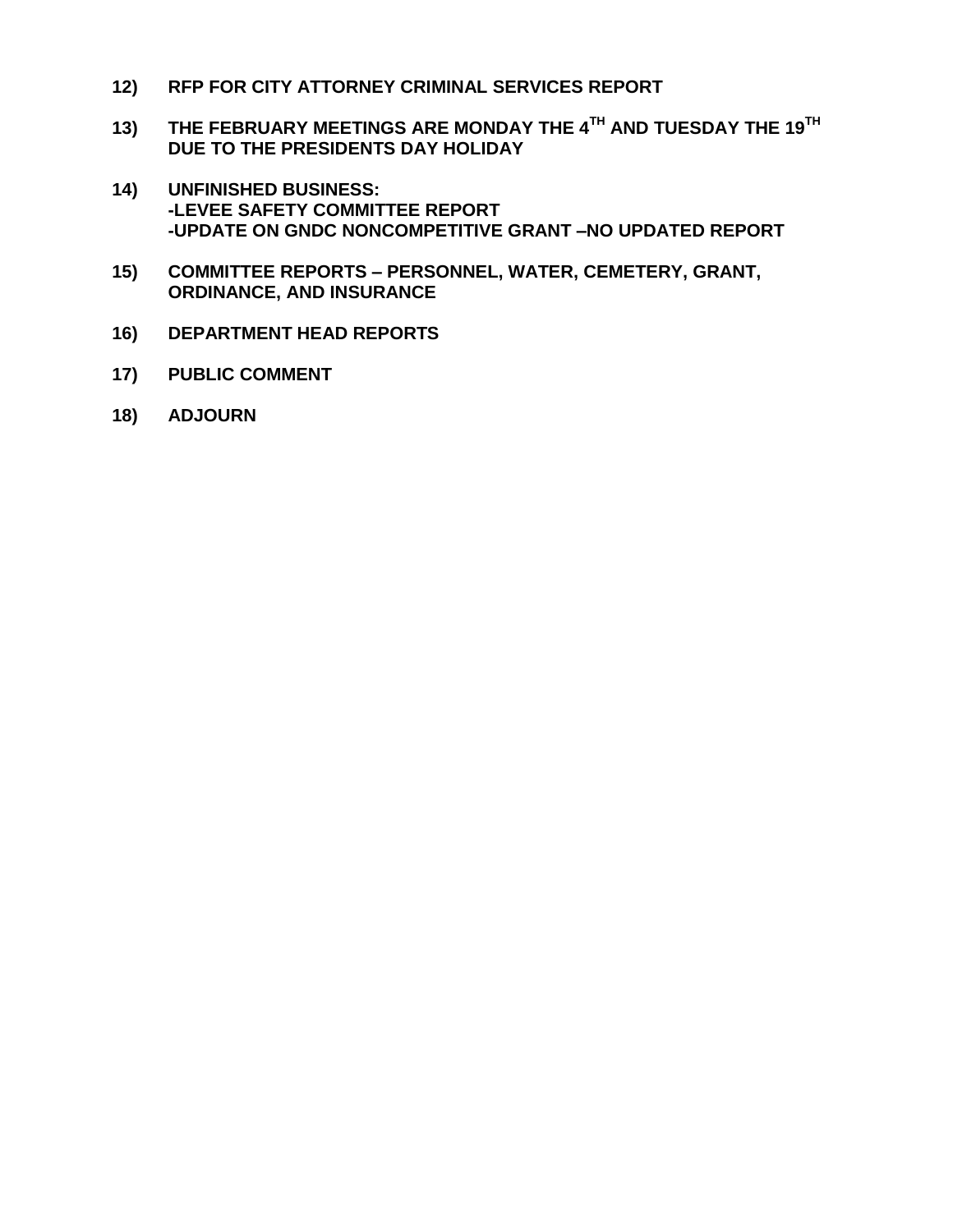**12) RFP FOR CITY ATTORNEY CRIMINAL SERVICES REPORT**

**13) THE FEBRUARY MEETINGS ARE MONDAY THE 4TH AND TUESDAY THE 19TH DUE TO THE PRESIDENTS DAY HOLIDAY**

**14) UNFINISHED BUSINESS:**
**-LEVEE SAFETY COMMITTEE REPORT**
**-UPDATE ON GNDC NONCOMPETITIVE GRANT –NO UPDATED REPORT**

**15) COMMITTEE REPORTS – PERSONNEL, WATER, CEMETERY, GRANT, ORDINANCE, AND INSURANCE**

**16) DEPARTMENT HEAD REPORTS**

**17) PUBLIC COMMENT**

**18) ADJOURN**